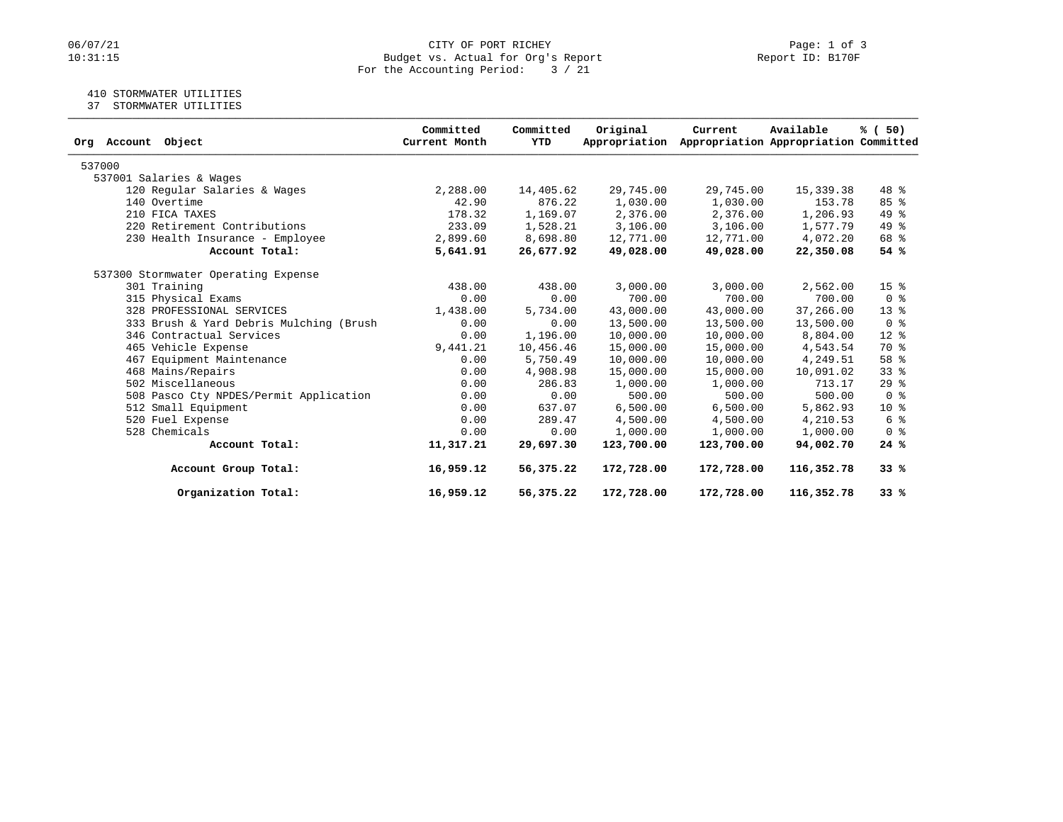# CITY OF PORT RICHEY

Budget vs. Actual for Org's Report

For the Accounting Period: 3 / 21

06/07/21
10:31:15

Report ID: B170F

410 STORMWATER UTILITIES
37 STORMWATER UTILITIES

| Org Account Object | Committed Current Month | Committed YTD | Original Appropriation | Current Appropriation | Available Appropriation | % ( 50) Committed |
|---|---|---|---|---|---|---|
| 537000 | | | | | | |
| 537001 Salaries & Wages | | | | | | |
| 120 Regular Salaries & Wages | 2,288.00 | 14,405.62 | 29,745.00 | 29,745.00 | 15,339.38 | 48 % |
| 140 Overtime | 42.90 | 876.22 | 1,030.00 | 1,030.00 | 153.78 | 85 % |
| 210 FICA TAXES | 178.32 | 1,169.07 | 2,376.00 | 2,376.00 | 1,206.93 | 49 % |
| 220 Retirement Contributions | 233.09 | 1,528.21 | 3,106.00 | 3,106.00 | 1,577.79 | 49 % |
| 230 Health Insurance - Employee | 2,899.60 | 8,698.80 | 12,771.00 | 12,771.00 | 4,072.20 | 68 % |
| **Account Total:** | **5,641.91** | **26,677.92** | **49,028.00** | **49,028.00** | **22,350.08** | **54 %** |
| 537300 Stormwater Operating Expense | | | | | | |
| 301 Training | 438.00 | 438.00 | 3,000.00 | 3,000.00 | 2,562.00 | 15 % |
| 315 Physical Exams | 0.00 | 0.00 | 700.00 | 700.00 | 700.00 | 0 % |
| 328 PROFESSIONAL SERVICES | 1,438.00 | 5,734.00 | 43,000.00 | 43,000.00 | 37,266.00 | 13 % |
| 333 Brush & Yard Debris Mulching (Brush | 0.00 | 0.00 | 13,500.00 | 13,500.00 | 13,500.00 | 0 % |
| 346 Contractual Services | 0.00 | 1,196.00 | 10,000.00 | 10,000.00 | 8,804.00 | 12 % |
| 465 Vehicle Expense | 9,441.21 | 10,456.46 | 15,000.00 | 15,000.00 | 4,543.54 | 70 % |
| 467 Equipment Maintenance | 0.00 | 5,750.49 | 10,000.00 | 10,000.00 | 4,249.51 | 58 % |
| 468 Mains/Repairs | 0.00 | 4,908.98 | 15,000.00 | 15,000.00 | 10,091.02 | 33 % |
| 502 Miscellaneous | 0.00 | 286.83 | 1,000.00 | 1,000.00 | 713.17 | 29 % |
| 508 Pasco Cty NPDES/Permit Application | 0.00 | 0.00 | 500.00 | 500.00 | 500.00 | 0 % |
| 512 Small Equipment | 0.00 | 637.07 | 6,500.00 | 6,500.00 | 5,862.93 | 10 % |
| 520 Fuel Expense | 0.00 | 289.47 | 4,500.00 | 4,500.00 | 4,210.53 | 6 % |
| 528 Chemicals | 0.00 | 0.00 | 1,000.00 | 1,000.00 | 1,000.00 | 0 % |
| **Account Total:** | **11,317.21** | **29,697.30** | **123,700.00** | **123,700.00** | **94,002.70** | **24 %** |
| **Account Group Total:** | **16,959.12** | **56,375.22** | **172,728.00** | **172,728.00** | **116,352.78** | **33 %** |
| **Organization Total:** | **16,959.12** | **56,375.22** | **172,728.00** | **172,728.00** | **116,352.78** | **33 %** |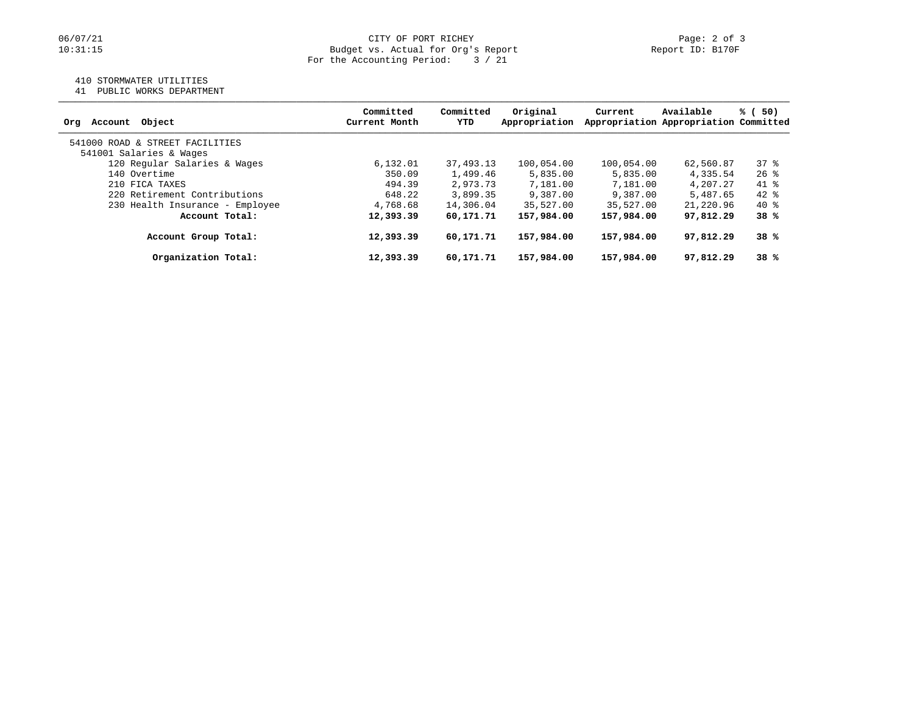CITY OF PORT RICHEY
Budget vs. Actual for Org's Report
For the Accounting Period: 3 / 21

06/07/21
10:31:15

Report ID: B170F

410 STORMWATER UTILITIES
41 PUBLIC WORKS DEPARTMENT

| Org Account Object | Committed Current Month | Committed YTD | Original Appropriation | Current Appropriation | Available Appropriation | % ( 50) Committed |
|---|---|---|---|---|---|---|
| 541000 ROAD & STREET FACILITIES | | | | | | |
| 541001 Salaries & Wages | | | | | | |
| 120 Regular Salaries & Wages | 6,132.01 | 37,493.13 | 100,054.00 | 100,054.00 | 62,560.87 | 37 % |
| 140 Overtime | 350.09 | 1,499.46 | 5,835.00 | 5,835.00 | 4,335.54 | 26 % |
| 210 FICA TAXES | 494.39 | 2,973.73 | 7,181.00 | 7,181.00 | 4,207.27 | 41 % |
| 220 Retirement Contributions | 648.22 | 3,899.35 | 9,387.00 | 9,387.00 | 5,487.65 | 42 % |
| 230 Health Insurance - Employee | 4,768.68 | 14,306.04 | 35,527.00 | 35,527.00 | 21,220.96 | 40 % |
| **Account Total:** | **12,393.39** | **60,171.71** | **157,984.00** | **157,984.00** | **97,812.29** | **38 %** |
| **Account Group Total:** | **12,393.39** | **60,171.71** | **157,984.00** | **157,984.00** | **97,812.29** | **38 %** |
| **Organization Total:** | **12,393.39** | **60,171.71** | **157,984.00** | **157,984.00** | **97,812.29** | **38 %** |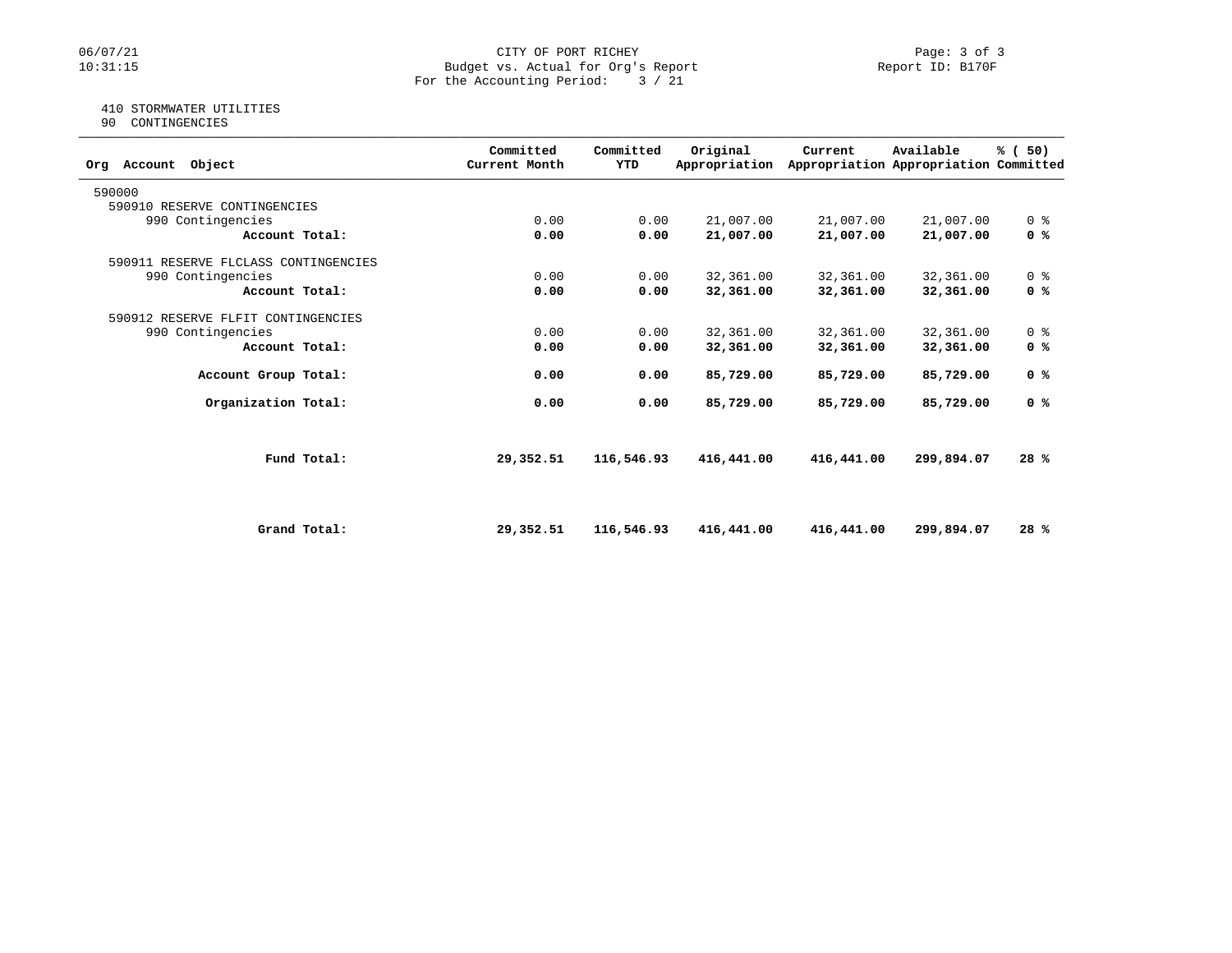CITY OF PORT RICHEY
Budget vs. Actual for Org's Report
For the Accounting Period: 3 / 21

410 STORMWATER UTILITIES
90 CONTINGENCIES

| Org Account Object | Committed Current Month | Committed YTD | Original Appropriation | Current Appropriation | Available Appropriation | % ( 50) Committed |
|---|---|---|---|---|---|---|
| 590000 | | | | | | |
| 590910 RESERVE CONTINGENCIES | | | | | | |
| 990 Contingencies | 0.00 | 0.00 | 21,007.00 | 21,007.00 | 21,007.00 | 0 % |
| **Account Total:** | **0.00** | **0.00** | **21,007.00** | **21,007.00** | **21,007.00** | **0 %** |
| 590911 RESERVE FLCLASS CONTINGENCIES | | | | | | |
| 990 Contingencies | 0.00 | 0.00 | 32,361.00 | 32,361.00 | 32,361.00 | 0 % |
| **Account Total:** | **0.00** | **0.00** | **32,361.00** | **32,361.00** | **32,361.00** | **0 %** |
| 590912 RESERVE FLFIT CONTINGENCIES | | | | | | |
| 990 Contingencies | 0.00 | 0.00 | 32,361.00 | 32,361.00 | 32,361.00 | 0 % |
| **Account Total:** | **0.00** | **0.00** | **32,361.00** | **32,361.00** | **32,361.00** | **0 %** |
| **Account Group Total:** | **0.00** | **0.00** | **85,729.00** | **85,729.00** | **85,729.00** | **0 %** |
| **Organization Total:** | **0.00** | **0.00** | **85,729.00** | **85,729.00** | **85,729.00** | **0 %** |
| **Fund Total:** | **29,352.51** | **116,546.93** | **416,441.00** | **416,441.00** | **299,894.07** | **28 %** |
| **Grand Total:** | **29,352.51** | **116,546.93** | **416,441.00** | **416,441.00** | **299,894.07** | **28 %** |